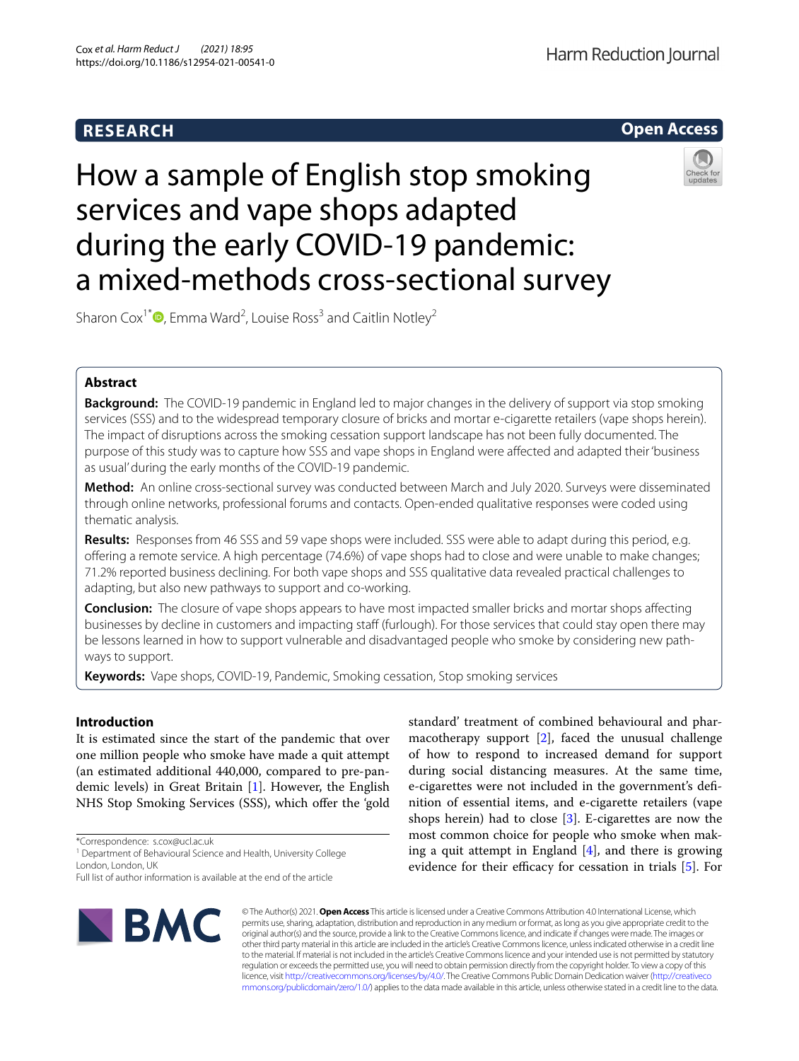**RESEARCH** **Open Access**

# How a sample of English stop smoking services and vape shops adapted during the early COVID-19 pandemic: a mixed-methods cross-sectional survey

Sharon Cox[1*], Emma Ward[2], Louise Ross[3] and Caitlin Notley[2]

## Abstract

**Background:** The COVID-19 pandemic in England led to major changes in the delivery of support via stop smoking services (SSS) and to the widespread temporary closure of bricks and mortar e-cigarette retailers (vape shops herein). The impact of disruptions across the smoking cessation support landscape has not been fully documented. The purpose of this study was to capture how SSS and vape shops in England were affected and adapted their 'business as usual' during the early months of the COVID-19 pandemic.

**Method:** An online cross-sectional survey was conducted between March and July 2020. Surveys were disseminated through online networks, professional forums and contacts. Open-ended qualitative responses were coded using thematic analysis.

**Results:** Responses from 46 SSS and 59 vape shops were included. SSS were able to adapt during this period, e.g. offering a remote service. A high percentage (74.6%) of vape shops had to close and were unable to make changes; 71.2% reported business declining. For both vape shops and SSS qualitative data revealed practical challenges to adapting, but also new pathways to support and co-working.

**Conclusion:** The closure of vape shops appears to have most impacted smaller bricks and mortar shops affecting businesses by decline in customers and impacting staff (furlough). For those services that could stay open there may be lessons learned in how to support vulnerable and disadvantaged people who smoke by considering new pathways to support.

**Keywords:** Vape shops, COVID-19, Pandemic, Smoking cessation, Stop smoking services

## Introduction

It is estimated since the start of the pandemic that over one million people who smoke have made a quit attempt (an estimated additional 440,000, compared to pre-pandemic levels) in Great Britain [1]. However, the English NHS Stop Smoking Services (SSS), which offer the 'gold standard' treatment of combined behavioural and pharmacotherapy support [2], faced the unusual challenge of how to respond to increased demand for support during social distancing measures. At the same time, e-cigarettes were not included in the government's definition of essential items, and e-cigarette retailers (vape shops herein) had to close [3]. E-cigarettes are now the most common choice for people who smoke when making a quit attempt in England [4], and there is growing evidence for their efficacy for cessation in trials [5]. For

*Correspondence: s.cox@ucl.ac.uk
[1] Department of Behavioural Science and Health, University College London, London, UK
Full list of author information is available at the end of the article

© The Author(s) 2021. **Open Access** This article is licensed under a Creative Commons Attribution 4.0 International License, which permits use, sharing, adaptation, distribution and reproduction in any medium or format, as long as you give appropriate credit to the original author(s) and the source, provide a link to the Creative Commons licence, and indicate if changes were made. The images or other third party material in this article are included in the article's Creative Commons licence, unless indicated otherwise in a credit line to the material. If material is not included in the article's Creative Commons licence and your intended use is not permitted by statutory regulation or exceeds the permitted use, you will need to obtain permission directly from the copyright holder. To view a copy of this licence, visit http://creativecommons.org/licenses/by/4.0/. The Creative Commons Public Domain Dedication waiver (http://creativecommons.org/publicdomain/zero/1.0/) applies to the data made available in this article, unless otherwise stated in a credit line to the data.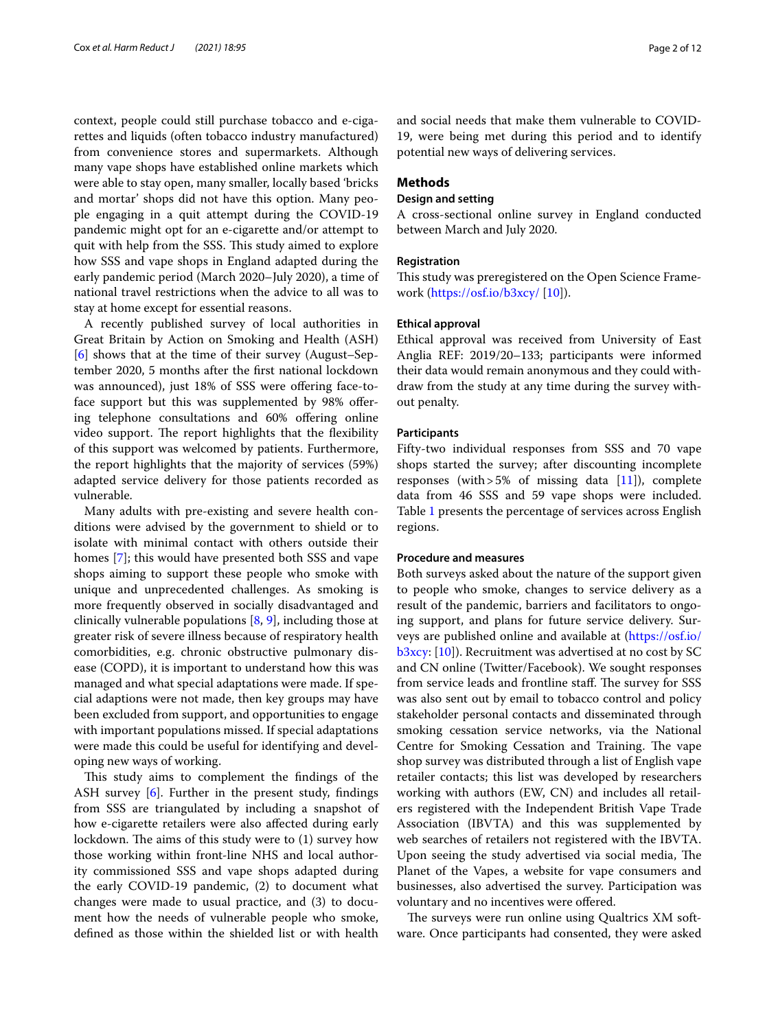context, people could still purchase tobacco and e-cigarettes and liquids (often tobacco industry manufactured) from convenience stores and supermarkets. Although many vape shops have established online markets which were able to stay open, many smaller, locally based 'bricks and mortar' shops did not have this option. Many people engaging in a quit attempt during the COVID-19 pandemic might opt for an e-cigarette and/or attempt to quit with help from the SSS. This study aimed to explore how SSS and vape shops in England adapted during the early pandemic period (March 2020–July 2020), a time of national travel restrictions when the advice to all was to stay at home except for essential reasons.

A recently published survey of local authorities in Great Britain by Action on Smoking and Health (ASH) [6] shows that at the time of their survey (August–September 2020, 5 months after the first national lockdown was announced), just 18% of SSS were offering face-to-face support but this was supplemented by 98% offering telephone consultations and 60% offering online video support. The report highlights that the flexibility of this support was welcomed by patients. Furthermore, the report highlights that the majority of services (59%) adapted service delivery for those patients recorded as vulnerable.

Many adults with pre-existing and severe health conditions were advised by the government to shield or to isolate with minimal contact with others outside their homes [7]; this would have presented both SSS and vape shops aiming to support these people who smoke with unique and unprecedented challenges. As smoking is more frequently observed in socially disadvantaged and clinically vulnerable populations [8, 9], including those at greater risk of severe illness because of respiratory health comorbidities, e.g. chronic obstructive pulmonary disease (COPD), it is important to understand how this was managed and what special adaptations were made. If special adaptions were not made, then key groups may have been excluded from support, and opportunities to engage with important populations missed. If special adaptations were made this could be useful for identifying and developing new ways of working.

This study aims to complement the findings of the ASH survey [6]. Further in the present study, findings from SSS are triangulated by including a snapshot of how e-cigarette retailers were also affected during early lockdown. The aims of this study were to (1) survey how those working within front-line NHS and local authority commissioned SSS and vape shops adapted during the early COVID-19 pandemic, (2) to document what changes were made to usual practice, and (3) to document how the needs of vulnerable people who smoke, defined as those within the shielded list or with health and social needs that make them vulnerable to COVID-19, were being met during this period and to identify potential new ways of delivering services.

## Methods

### Design and setting

A cross-sectional online survey in England conducted between March and July 2020.

#### Registration

This study was preregistered on the Open Science Framework (https://osf.io/b3xcy/ [10]).

#### Ethical approval

Ethical approval was received from University of East Anglia REF: 2019/20–133; participants were informed their data would remain anonymous and they could withdraw from the study at any time during the survey without penalty.

#### Participants

Fifty-two individual responses from SSS and 70 vape shops started the survey; after discounting incomplete responses (with > 5% of missing data [11]), complete data from 46 SSS and 59 vape shops were included. Table 1 presents the percentage of services across English regions.

#### Procedure and measures

Both surveys asked about the nature of the support given to people who smoke, changes to service delivery as a result of the pandemic, barriers and facilitators to ongoing support, and plans for future service delivery. Surveys are published online and available at (https://osf.io/b3xcy: [10]). Recruitment was advertised at no cost by SC and CN online (Twitter/Facebook). We sought responses from service leads and frontline staff. The survey for SSS was also sent out by email to tobacco control and policy stakeholder personal contacts and disseminated through smoking cessation service networks, via the National Centre for Smoking Cessation and Training. The vape shop survey was distributed through a list of English vape retailer contacts; this list was developed by researchers working with authors (EW, CN) and includes all retailers registered with the Independent British Vape Trade Association (IBVTA) and this was supplemented by web searches of retailers not registered with the IBVTA. Upon seeing the study advertised via social media, The Planet of the Vapes, a website for vape consumers and businesses, also advertised the survey. Participation was voluntary and no incentives were offered.

The surveys were run online using Qualtrics XM software. Once participants had consented, they were asked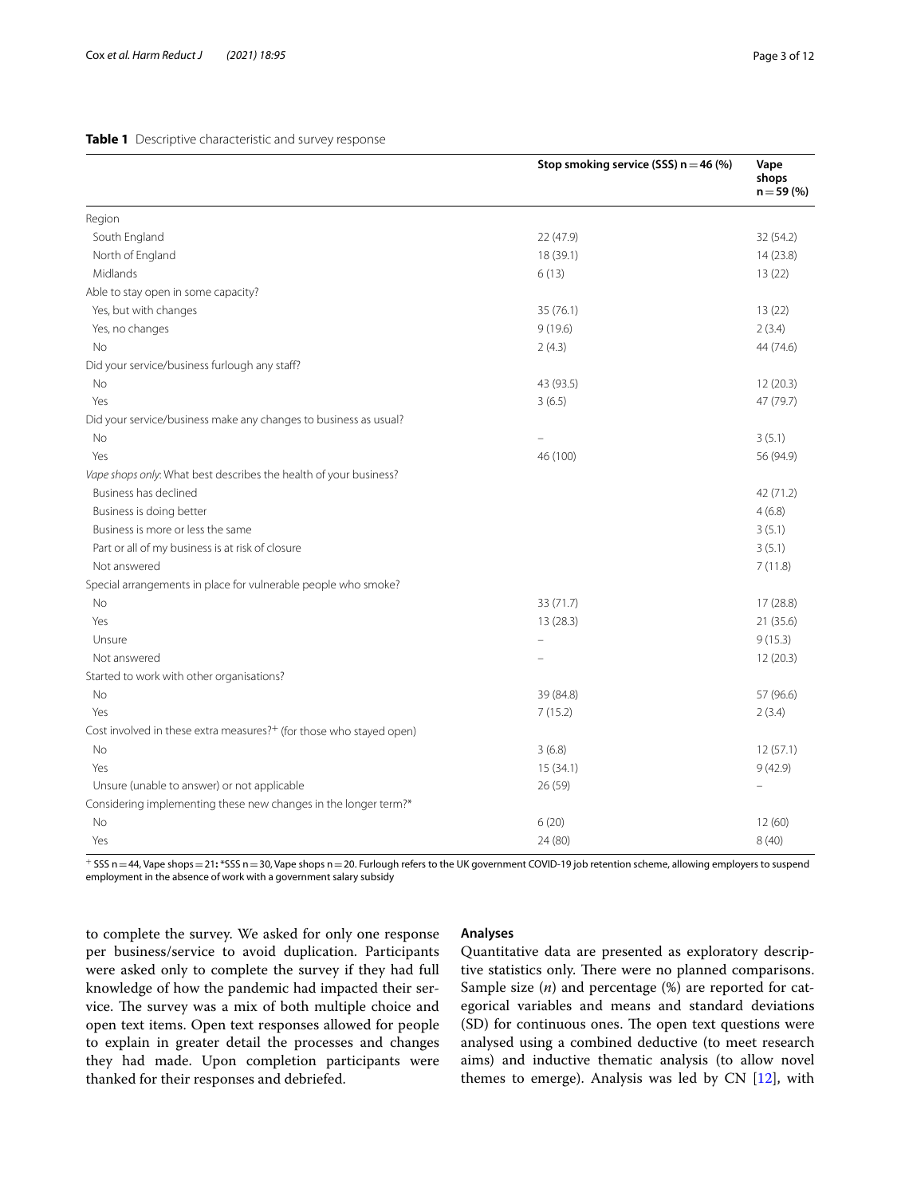**Table 1** Descriptive characteristic and survey response

| | Stop smoking service (SSS) n = 46 (%) | Vape shops n = 59 (%) |
|---|---|---|
| Region | | |
| South England | 22 (47.9) | 32 (54.2) |
| North of England | 18 (39.1) | 14 (23.8) |
| Midlands | 6 (13) | 13 (22) |
| Able to stay open in some capacity? | | |
| Yes, but with changes | 35 (76.1) | 13 (22) |
| Yes, no changes | 9 (19.6) | 2 (3.4) |
| No | 2 (4.3) | 44 (74.6) |
| Did your service/business furlough any staff? | | |
| No | 43 (93.5) | 12 (20.3) |
| Yes | 3 (6.5) | 47 (79.7) |
| Did your service/business make any changes to business as usual? | | |
| No | – | 3 (5.1) |
| Yes | 46 (100) | 56 (94.9) |
| *Vape shops only*: What best describes the health of your business? | | |
| Business has declined | | 42 (71.2) |
| Business is doing better | | 4 (6.8) |
| Business is more or less the same | | 3 (5.1) |
| Part or all of my business is at risk of closure | | 3 (5.1) |
| Not answered | | 7 (11.8) |
| Special arrangements in place for vulnerable people who smoke? | | |
| No | 33 (71.7) | 17 (28.8) |
| Yes | 13 (28.3) | 21 (35.6) |
| Unsure | – | 9 (15.3) |
| Not answered | – | 12 (20.3) |
| Started to work with other organisations? | | |
| No | 39 (84.8) | 57 (96.6) |
| Yes | 7 (15.2) | 2 (3.4) |
| Cost involved in these extra measures?$^{+}$ (for those who stayed open) | | |
| No | 3 (6.8) | 12 (57.1) |
| Yes | 15 (34.1) | 9 (42.9) |
| Unsure (unable to answer) or not applicable | 26 (59) | – |
| Considering implementing these new changes in the longer term?* | | |
| No | 6 (20) | 12 (60) |
| Yes | 24 (80) | 8 (40) |

$^{+}$ SSS n = 44, Vape shops = 21: *SSS n = 30, Vape shops n = 20. Furlough refers to the UK government COVID-19 job retention scheme, allowing employers to suspend employment in the absence of work with a government salary subsidy

to complete the survey. We asked for only one response per business/service to avoid duplication. Participants were asked only to complete the survey if they had full knowledge of how the pandemic had impacted their service. The survey was a mix of both multiple choice and open text items. Open text responses allowed for people to explain in greater detail the processes and changes they had made. Upon completion participants were thanked for their responses and debriefed.

## Analyses

Quantitative data are presented as exploratory descriptive statistics only. There were no planned comparisons. Sample size (*n*) and percentage (%) are reported for categorical variables and means and standard deviations (SD) for continuous ones. The open text questions were analysed using a combined deductive (to meet research aims) and inductive thematic analysis (to allow novel themes to emerge). Analysis was led by CN [12], with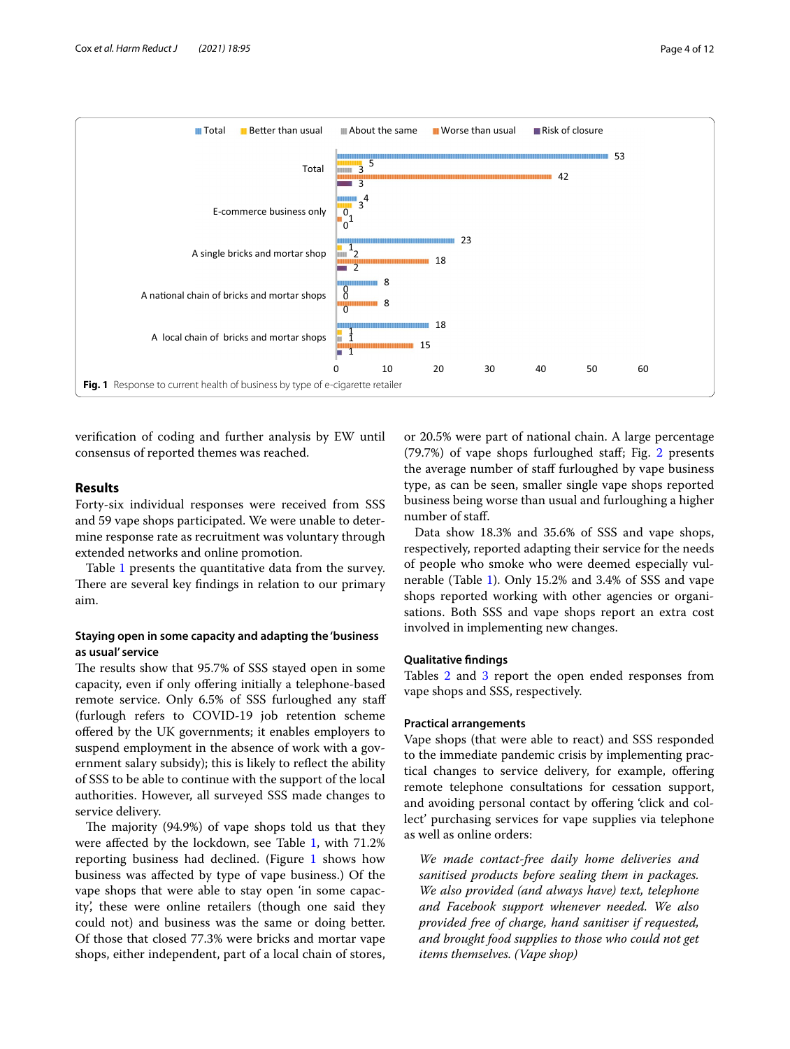Fig. 1 Response to current health of business by type of e-cigarette retailer

verification of coding and further analysis by EW until consensus of reported themes was reached.

## Results

Forty-six individual responses were received from SSS and 59 vape shops participated. We were unable to determine response rate as recruitment was voluntary through extended networks and online promotion.

Table 1 presents the quantitative data from the survey. There are several key findings in relation to our primary aim.

### Staying open in some capacity and adapting the 'business as usual' service

The results show that 95.7% of SSS stayed open in some capacity, even if only offering initially a telephone-based remote service. Only 6.5% of SSS furloughed any staff (furlough refers to COVID-19 job retention scheme offered by the UK governments; it enables employers to suspend employment in the absence of work with a government salary subsidy); this is likely to reflect the ability of SSS to be able to continue with the support of the local authorities. However, all surveyed SSS made changes to service delivery.

The majority (94.9%) of vape shops told us that they were affected by the lockdown, see Table 1, with 71.2% reporting business had declined. (Figure 1 shows how business was affected by type of vape business.) Of the vape shops that were able to stay open 'in some capacity', these were online retailers (though one said they could not) and business was the same or doing better. Of those that closed 77.3% were bricks and mortar vape shops, either independent, part of a local chain of stores, or 20.5% were part of national chain. A large percentage (79.7%) of vape shops furloughed staff; Fig. 2 presents the average number of staff furloughed by vape business type, as can be seen, smaller single vape shops reported business being worse than usual and furloughing a higher number of staff.

Data show 18.3% and 35.6% of SSS and vape shops, respectively, reported adapting their service for the needs of people who smoke who were deemed especially vulnerable (Table 1). Only 15.2% and 3.4% of SSS and vape shops reported working with other agencies or organisations. Both SSS and vape shops report an extra cost involved in implementing new changes.

### Qualitative findings

Tables 2 and 3 report the open ended responses from vape shops and SSS, respectively.

### Practical arrangements

Vape shops (that were able to react) and SSS responded to the immediate pandemic crisis by implementing practical changes to service delivery, for example, offering remote telephone consultations for cessation support, and avoiding personal contact by offering 'click and collect' purchasing services for vape supplies via telephone as well as online orders:

> *We made contact-free daily home deliveries and sanitised products before sealing them in packages. We also provided (and always have) text, telephone and Facebook support whenever needed. We also provided free of charge, hand sanitiser if requested, and brought food supplies to those who could not get items themselves. (Vape shop)*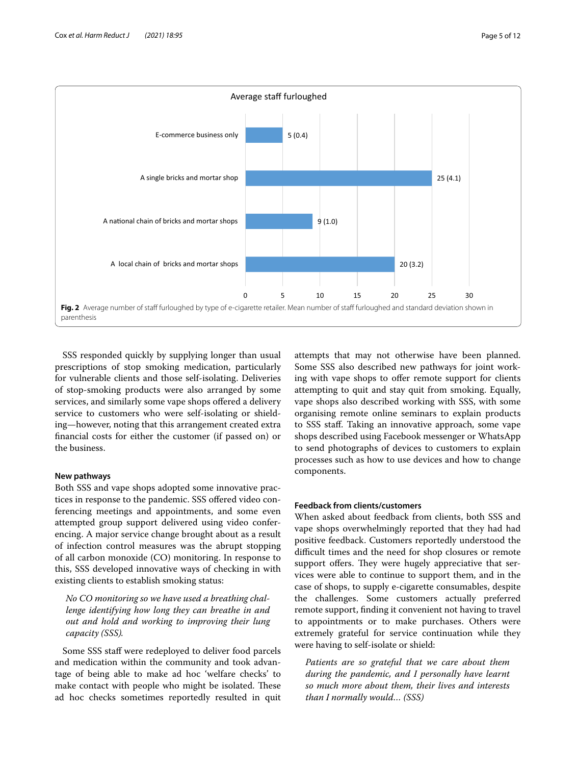**Average staff furloughed**

| Type of e-cigarette retailer | Average staff furloughed |
|---|---|
| E-commerce business only | 5 (0.4) |
| A single bricks and mortar shop | 25 (4.1) |
| A national chain of bricks and mortar shops | 9 (1.0) |
| A local chain of bricks and mortar shops | 20 (3.2) |

**Fig. 2** Average number of staff furloughed by type of e-cigarette retailer. Mean number of staff furloughed and standard deviation shown in parenthesis

SSS responded quickly by supplying longer than usual prescriptions of stop smoking medication, particularly for vulnerable clients and those self-isolating. Deliveries of stop-smoking products were also arranged by some services, and similarly some vape shops offered a delivery service to customers who were self-isolating or shielding—however, noting that this arrangement created extra financial costs for either the customer (if passed on) or the business.

#### New pathways

Both SSS and vape shops adopted some innovative practices in response to the pandemic. SSS offered video conferencing meetings and appointments, and some even attempted group support delivered using video conferencing. A major service change brought about as a result of infection control measures was the abrupt stopping of all carbon monoxide (CO) monitoring. In response to this, SSS developed innovative ways of checking in with existing clients to establish smoking status:

> *No CO monitoring so we have used a breathing challenge identifying how long they can breathe in and out and hold and working to improving their lung capacity (SSS).*

Some SSS staff were redeployed to deliver food parcels and medication within the community and took advantage of being able to make ad hoc 'welfare checks' to make contact with people who might be isolated. These ad hoc checks sometimes reportedly resulted in quit attempts that may not otherwise have been planned. Some SSS also described new pathways for joint working with vape shops to offer remote support for clients attempting to quit and stay quit from smoking. Equally, vape shops also described working with SSS, with some organising remote online seminars to explain products to SSS staff. Taking an innovative approach, some vape shops described using Facebook messenger or WhatsApp to send photographs of devices to customers to explain processes such as how to use devices and how to change components.

#### Feedback from clients/customers

When asked about feedback from clients, both SSS and vape shops overwhelmingly reported that they had had positive feedback. Customers reportedly understood the difficult times and the need for shop closures or remote support offers. They were hugely appreciative that services were able to continue to support them, and in the case of shops, to supply e-cigarette consumables, despite the challenges. Some customers actually preferred remote support, finding it convenient not having to travel to appointments or to make purchases. Others were extremely grateful for service continuation while they were having to self-isolate or shield:

> *Patients are so grateful that we care about them during the pandemic, and I personally have learnt so much more about them, their lives and interests than I normally would... (SSS)*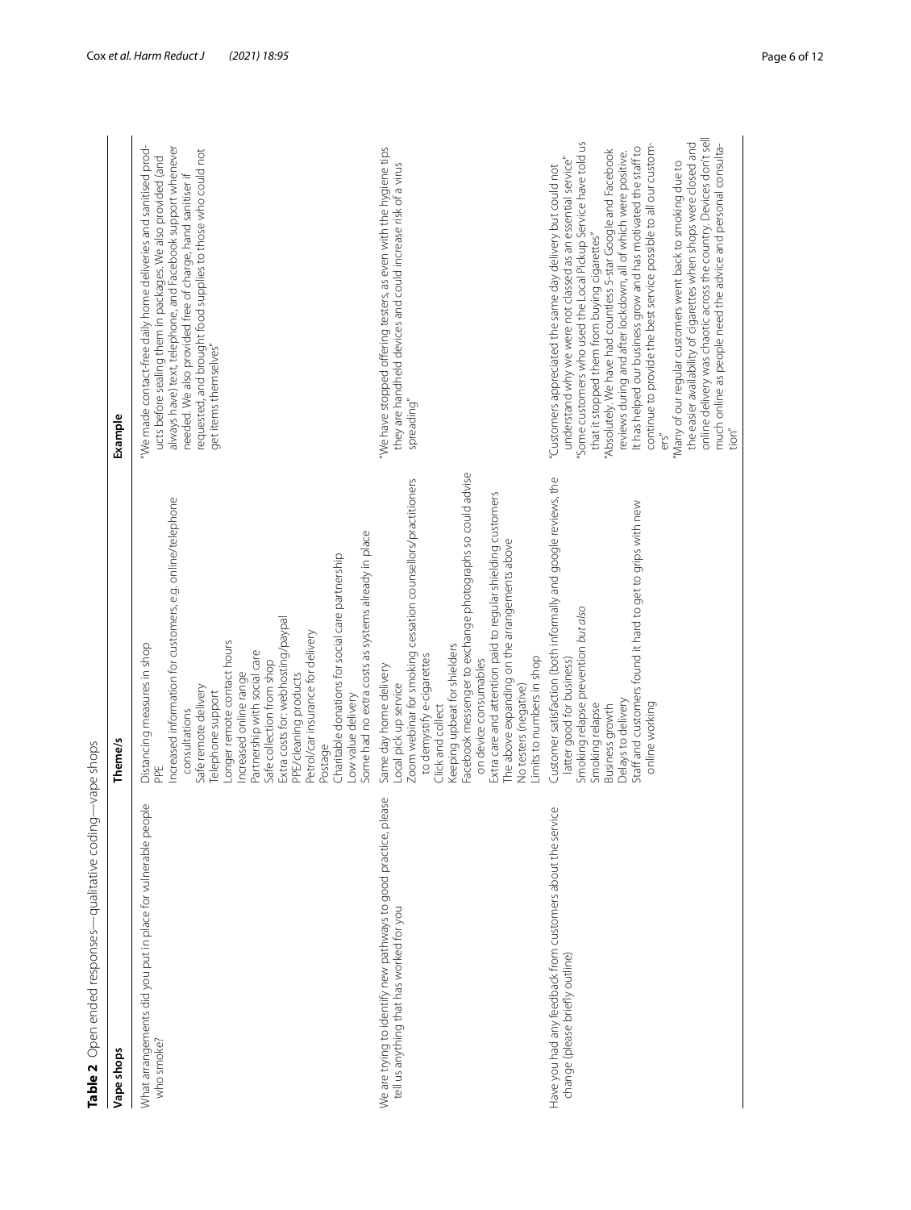**Table 2** Open ended responses—qualitative coding—vape shops

| Vape shops | Theme/s | Example |
|---|---|---|
| What arrangements did you put in place for vulnerable people who smoke? | Distancing measures in shop<br>PPE<br>Increased information for customers, e.g. online/telephone consultations<br>Safe remote delivery<br>Telephone support<br>Longer remote contact hours<br>Increased online range<br>Partnership with social care<br>Safe collection from shop<br>Extra costs for: webhosting/paypal<br>PPE/cleaning products<br>Petrol/car insurance for delivery<br>Postage<br>Charitable donations for social care partnership<br>Low value delivery<br>Some had no extra costs as systems already in place | "We made contact-free daily home deliveries and sanitised products before sealing them in packages. We also provided (and always have) text, telephone, and Facebook support whenever needed. We also provided free of charge, hand sanitiser if requested, and brought food supplies to those who could not get items themselves" |
| We are trying to identify new pathways to good practice, please tell us anything that has worked for you | Same day home delivery<br>Local pick up service<br>Zoom webinar for smoking cessation counsellors/practitioners to demystify e-cigarettes<br>Click and collect<br>Keeping upbeat for shielders<br>Facebook messenger to exchange photographs so could advise on device consumables<br>Extra care and attention paid to regular shielding customers<br>The above expanding on the arrangements above<br>No testers (negative)<br>Limits to numbers in shop | "We have stopped offering testers, as even with the hygiene tips they are handheld devices and could increase risk of a virus spreading" |
| Have you had any feedback from customers about the service change (please briefly outline) | Customer satisfaction (both informally and google reviews, the latter good for business)<br>Smoking relapse prevention *but also*<br>Smoking relapse<br>Business growth<br>Delays to delivery<br>Staff and customers found it hard to get to grips with new online working | "Customers appreciated the same day delivery but could not understand why we were not classed as an essential service"<br>"Some customers who used the Local Pickup Service have told us that it stopped them from buying cigarettes"<br>"Absolutely. We have had countless 5-star Google and Facebook reviews during and after lockdown, all of which were positive. It has helped our business grow and has motivated the staff to continue to provide the best service possible to all our customers"<br>"Many of our regular customers went back to smoking due to the easier availability of cigarettes when shops were closed and online delivery was chaotic across the country. Devices don't sell much online as people need the advice and personal consultation" |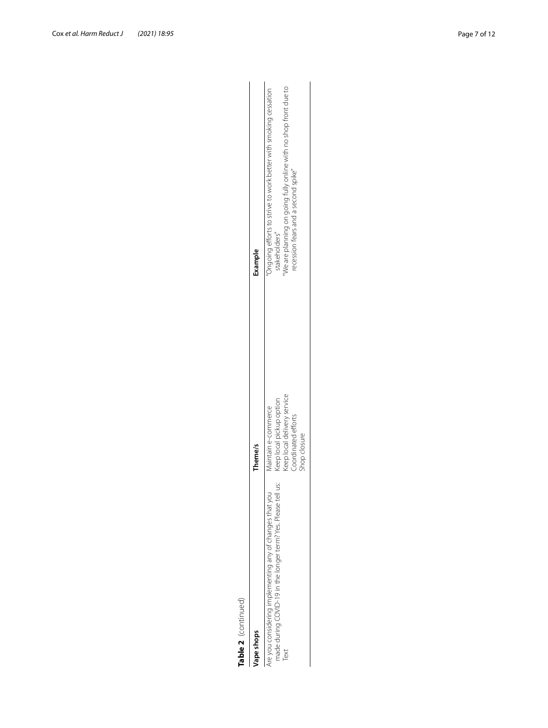**Table 2** (continued)

| Vape shops | Theme/s | Example |
|---|---|---|
| Are you considering implementing any of changes that you made during COVID-19 in the longer term? Yes. Please tell us: Text | Maintain e-commerce<br>Keep local pickup option<br>Keep local delivery service<br>Coordinated efforts<br>Shop closure | "Ongoing efforts to strive to work better with smoking cessation stakeholders"<br>"We are planning on going fully online with no shop front due to recession fears and a second spike" |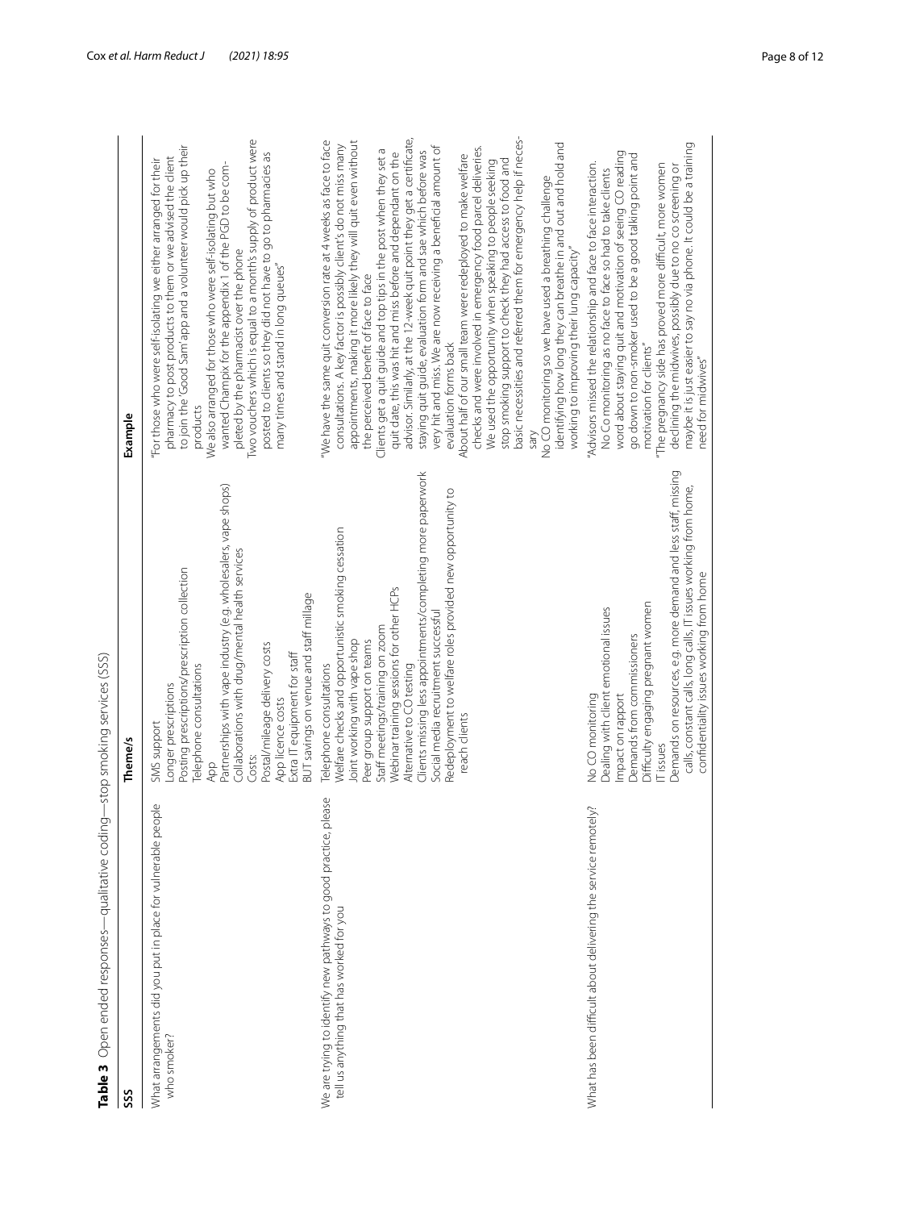**Table 3** Open ended responses—qualitative coding—stop smoking services (SSS)

| SSS | Theme/s | Example |
|---|---|---|
| What arrangements did you put in place for vulnerable people who smoke? | SMS support<br>Longer prescriptions<br>Posting prescriptions/prescription collection<br>Telephone consultations<br>App<br>Partnerships with vape industry (e.g. wholesalers, vape shops)<br>Collaborations with drug/mental health services<br>Costs:<br>Postal/mileage delivery costs<br>App licence costs<br>Extra IT equipment for staff<br>BUT savings on venue and staff millage | "For those who were self-isolating we either arranged for their pharmacy to post products to them or we advised the client to join the 'Good Sam' app and a volunteer would pick up their products<br>We also arranged for those who were self-isolating but who wanted Champix for the appendix 1 of the PGD to be completed by the pharmacist over the phone<br>Two vouchers which is equal to a month's supply of product were posted to clients so they did not have to go to pharmacies as many times and stand in long queues" |
| We are trying to identify new pathways to good practice, please tell us anything that has worked for you | Telephone consultations<br>Welfare checks and opportunistic smoking cessation<br>Joint working with vape shop<br>Peer group support on teams<br>Staff meetings/training on zoom<br>Webinar training sessions for other HCPs<br>Alternative to CO testing<br>Clients missing less appointments/completing more paperwork<br>Social media recruitment successful<br>Redeployment to welfare roles provided new opportunity to reach clients | "We have the same quit conversion rate at 4 weeks as face to face consultations. A key factor is possibly client's do not miss many appointments, making it more likely they will quit even without the perceived benefit of face to face<br>Clients get a quit guide and top tips in the post when they set a quit date, this was hit and miss before and dependant on the advisor. Similarly, at the 12-week quit point they get a certificate, staying quit guide, evaluation form and sae which before was very hit and miss. We are now receiving a beneficial amount of evaluation forms back<br>About half of our small team were redeployed to make welfare checks and were involved in emergency food parcel deliveries. We used the opportunity when speaking to people seeking stop smoking support to check they had access to food and basic necessities and referred them for emergency help if necessary<br>No CO monitoring so we have used a breathing challenge identifying how long they can breathe in and out and hold and working to improving their lung capacity" |
| What has been difficult about delivering the service remotely? | No CO monitoring<br>Dealing with client emotional issues<br>Impact on rapport<br>Demands from commissioners<br>Difficulty engaging pregnant women<br>IT issues<br>Demands on resources, e.g. more demand and less staff, missing calls, constant calls, long calls, IT issues working from home, confidentiality issues working from home | "Advisors missed the relationship and face to face interaction. No Co monitoring as no face to face so had to take clients word about staying quit and motivation of seeing CO reading go down to non-smoker used to be a good talking point and motivation for clients"<br>"The pregnancy side has proved more difficult, more women declining the midwives, possibly due to no co screening or maybe it is just easier to say no via phone. It could be a training need for midwives" |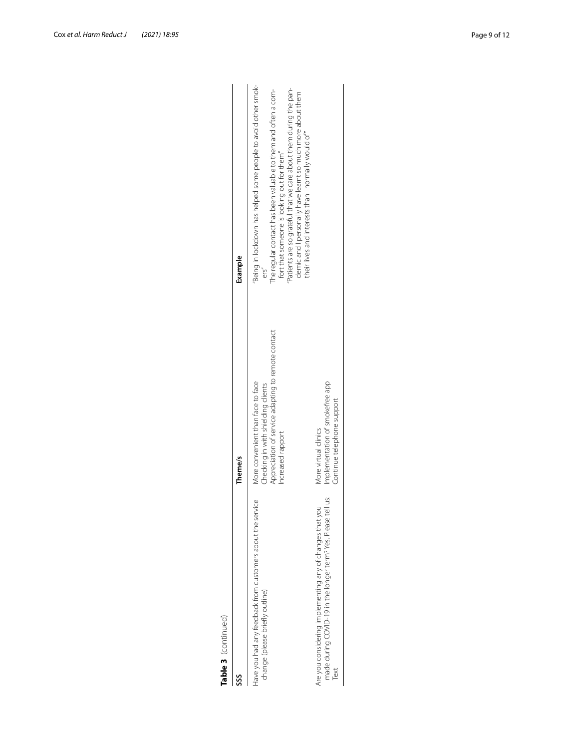**Table 3** (continued)

| SSS | Theme/s | Example |
|---|---|---|
| Have you had any feedback from customers about the service change (please briefly outline) | More convenient than face to face<br>Checking in with shielding clients<br>Appreciation of service adapting to remote contact<br>Increased rapport | "Being in lockdown has helped some people to avoid other smokers"<br>The regular contact has been valuable to them and often a comfort that someone is looking out for them"<br>"Patients are so grateful that we care about them during the pandemic and I personally have learnt so much more about them their lives and interests than I normally would of" |
| Are you considering implementing any of changes that you made during COVID-19 in the longer term? Yes. Please tell us: Text | More virtual clinics<br>Implementation of smokefree app<br>Continue telephone support | |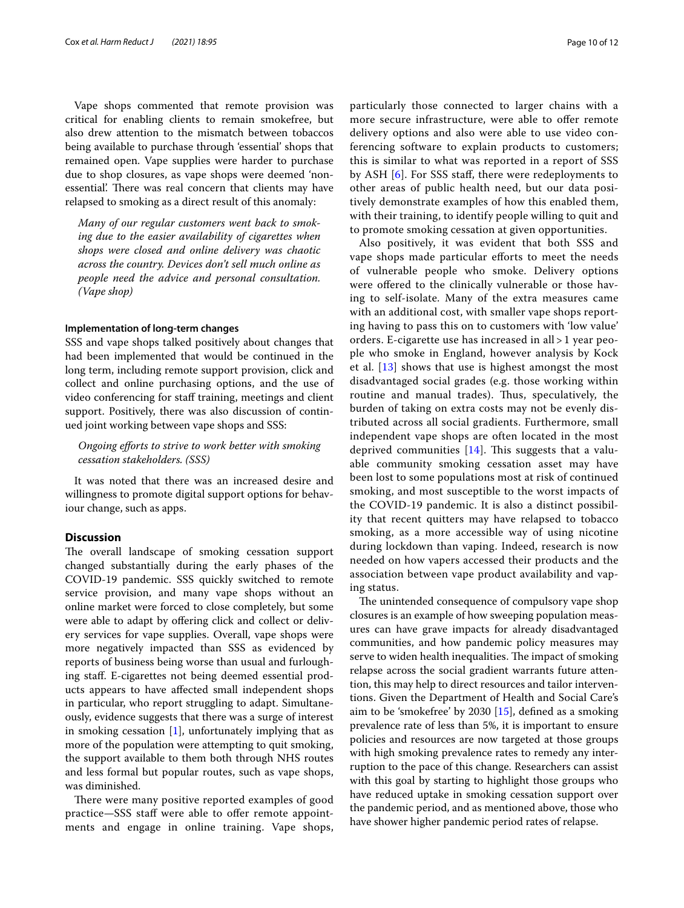Vape shops commented that remote provision was critical for enabling clients to remain smokefree, but also drew attention to the mismatch between tobaccos being available to purchase through 'essential' shops that remained open. Vape supplies were harder to purchase due to shop closures, as vape shops were deemed 'non-essential'. There was real concern that clients may have relapsed to smoking as a direct result of this anomaly:

> *Many of our regular customers went back to smoking due to the easier availability of cigarettes when shops were closed and online delivery was chaotic across the country. Devices don't sell much online as people need the advice and personal consultation. (Vape shop)*

#### Implementation of long-term changes

SSS and vape shops talked positively about changes that had been implemented that would be continued in the long term, including remote support provision, click and collect and online purchasing options, and the use of video conferencing for staff training, meetings and client support. Positively, there was also discussion of continued joint working between vape shops and SSS:

> *Ongoing efforts to strive to work better with smoking cessation stakeholders. (SSS)*

It was noted that there was an increased desire and willingness to promote digital support options for behaviour change, such as apps.

## Discussion

The overall landscape of smoking cessation support changed substantially during the early phases of the COVID-19 pandemic. SSS quickly switched to remote service provision, and many vape shops without an online market were forced to close completely, but some were able to adapt by offering click and collect or delivery services for vape supplies. Overall, vape shops were more negatively impacted than SSS as evidenced by reports of business being worse than usual and furloughing staff. E-cigarettes not being deemed essential products appears to have affected small independent shops in particular, who report struggling to adapt. Simultaneously, evidence suggests that there was a surge of interest in smoking cessation [1], unfortunately implying that as more of the population were attempting to quit smoking, the support available to them both through NHS routes and less formal but popular routes, such as vape shops, was diminished.

There were many positive reported examples of good practice—SSS staff were able to offer remote appointments and engage in online training. Vape shops, particularly those connected to larger chains with a more secure infrastructure, were able to offer remote delivery options and also were able to use video conferencing software to explain products to customers; this is similar to what was reported in a report of SSS by ASH [6]. For SSS staff, there were redeployments to other areas of public health need, but our data positively demonstrate examples of how this enabled them, with their training, to identify people willing to quit and to promote smoking cessation at given opportunities.

Also positively, it was evident that both SSS and vape shops made particular efforts to meet the needs of vulnerable people who smoke. Delivery options were offered to the clinically vulnerable or those having to self-isolate. Many of the extra measures came with an additional cost, with smaller vape shops reporting having to pass this on to customers with 'low value' orders. E-cigarette use has increased in all > 1 year people who smoke in England, however analysis by Kock et al. [13] shows that use is highest amongst the most disadvantaged social grades (e.g. those working within routine and manual trades). Thus, speculatively, the burden of taking on extra costs may not be evenly distributed across all social gradients. Furthermore, small independent vape shops are often located in the most deprived communities [14]. This suggests that a valuable community smoking cessation asset may have been lost to some populations most at risk of continued smoking, and most susceptible to the worst impacts of the COVID-19 pandemic. It is also a distinct possibility that recent quitters may have relapsed to tobacco smoking, as a more accessible way of using nicotine during lockdown than vaping. Indeed, research is now needed on how vapers accessed their products and the association between vape product availability and vaping status.

The unintended consequence of compulsory vape shop closures is an example of how sweeping population measures can have grave impacts for already disadvantaged communities, and how pandemic policy measures may serve to widen health inequalities. The impact of smoking relapse across the social gradient warrants future attention, this may help to direct resources and tailor interventions. Given the Department of Health and Social Care's aim to be 'smokefree' by 2030 [15], defined as a smoking prevalence rate of less than 5%, it is important to ensure policies and resources are now targeted at those groups with high smoking prevalence rates to remedy any interruption to the pace of this change. Researchers can assist with this goal by starting to highlight those groups who have reduced uptake in smoking cessation support over the pandemic period, and as mentioned above, those who have shower higher pandemic period rates of relapse.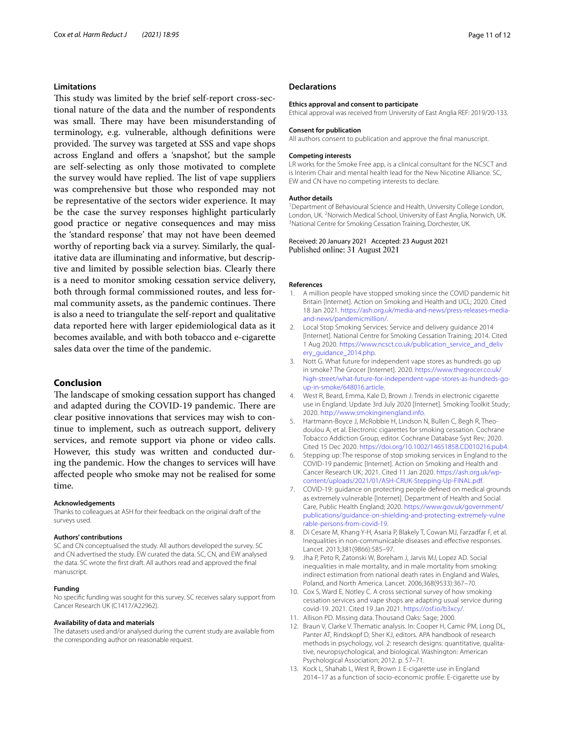## Limitations

This study was limited by the brief self-report cross-sectional nature of the data and the number of respondents was small. There may have been misunderstanding of terminology, e.g. vulnerable, although definitions were provided. The survey was targeted at SSS and vape shops across England and offers a 'snapshot', but the sample are self-selecting as only those motivated to complete the survey would have replied. The list of vape suppliers was comprehensive but those who responded may not be representative of the sectors wider experience. It may be the case the survey responses highlight particularly good practice or negative consequences and may miss the 'standard response' that may not have been deemed worthy of reporting back via a survey. Similarly, the qualitative data are illuminating and informative, but descriptive and limited by possible selection bias. Clearly there is a need to monitor smoking cessation service delivery, both through formal commissioned routes, and less formal community assets, as the pandemic continues. There is also a need to triangulate the self-report and qualitative data reported here with larger epidemiological data as it becomes available, and with both tobacco and e-cigarette sales data over the time of the pandemic.

## Conclusion

The landscape of smoking cessation support has changed and adapted during the COVID-19 pandemic. There are clear positive innovations that services may wish to continue to implement, such as outreach support, delivery services, and remote support via phone or video calls. However, this study was written and conducted during the pandemic. How the changes to services will have affected people who smoke may not be realised for some time.

#### Acknowledgements

Thanks to colleagues at ASH for their feedback on the original draft of the surveys used.

#### Authors' contributions

SC and CN conceptualised the study. All authors developed the survey. SC and CN advertised the study. EW curated the data. SC, CN, and EW analysed the data. SC wrote the first draft. All authors read and approved the final manuscript.

#### Funding

No specific funding was sought for this survey. SC receives salary support from Cancer Research UK (C1417/A22962).

#### Availability of data and materials

The datasets used and/or analysed during the current study are available from the corresponding author on reasonable request.

## Declarations

#### Ethics approval and consent to participate

Ethical approval was received from University of East Anglia REF: 2019/20-133.

#### Consent for publication

All authors consent to publication and approve the final manuscript.

#### Competing interests

LR works for the Smoke Free app, is a clinical consultant for the NCSCT and is Interim Chair and mental health lead for the New Nicotine Alliance. SC, EW and CN have no competing interests to declare.

#### Author details

[1]Department of Behavioural Science and Health, University College London, London, UK. [2]Norwich Medical School, University of East Anglia, Norwich, UK. [3]National Centre for Smoking Cessation Training, Dorchester, UK.

Received: 20 January 2021 Accepted: 23 August 2021
Published online: 31 August 2021

#### References

1. A million people have stopped smoking since the COVID pandemic hit Britain [Internet]. Action on Smoking and Health and UCL; 2020. Cited 18 Jan 2021. https://ash.org.uk/media-and-news/press-releases-media-and-news/pandemicmillion/.
2. Local Stop Smoking Services: Service and delivery guidance 2014 [Internet]. National Centre for Smoking Cessation Training; 2014. Cited 1 Aug 2020. https://www.ncsct.co.uk/publication_service_and_delivery_guidance_2014.php.
3. Nott G. What future for independent vape stores as hundreds go up in smoke? The Grocer [Internet]. 2020. https://www.thegrocer.co.uk/high-street/what-future-for-independent-vape-stores-as-hundreds-go-up-in-smoke/648016.article.
4. West R, Beard, Emma, Kale D, Brown J. Trends in electronic cigarette use in England. Update 3rd July 2020 [Internet]. Smoking Toolkit Study; 2020. http://www.smokinginengland.info.
5. Hartmann-Boyce J, McRobbie H, Lindson N, Bullen C, Begh R, Theodoulou A, et al. Electronic cigarettes for smoking cessation. Cochrane Tobacco Addiction Group, editor. Cochrane Database Syst Rev; 2020. Cited 15 Dec 2020. https://doi.org/10.1002/14651858.CD010216.pub4.
6. Stepping up: The response of stop smoking services in England to the COVID-19 pandemic [Internet]. Action on Smoking and Health and Cancer Research UK; 2021. Cited 11 Jan 2020. https://ash.org.uk/wp-content/uploads/2021/01/ASH-CRUK-Stepping-Up-FINAL.pdf.
7. COVID-19: guidance on protecting people defined on medical grounds as extremely vulnerable [Internet]. Department of Health and Social Care, Public Health England; 2020. https://www.gov.uk/government/publications/guidance-on-shielding-and-protecting-extremely-vulnerable-persons-from-covid-19.
8. Di Cesare M, Khang Y-H, Asaria P, Blakely T, Cowan MJ, Farzadfar F, et al. Inequalities in non-communicable diseases and effective responses. Lancet. 2013;381(9866):585–97.
9. Jha P, Peto R, Zatonski W, Boreham J, Jarvis MJ, Lopez AD. Social inequalities in male mortality, and in male mortality from smoking: indirect estimation from national death rates in England and Wales, Poland, and North America. Lancet. 2006;368(9533):367–70.
10. Cox S, Ward E, Notley C. A cross sectional survey of how smoking cessation services and vape shops are adapting usual service during covid-19. 2021. Cited 19 Jan 2021. https://osf.io/b3xcy/.
11. Allison PD. Missing data. Thousand Oaks: Sage; 2000.
12. Braun V, Clarke V. Thematic analysis. In: Cooper H, Camic PM, Long DL, Panter AT, Rindskopf D, Sher KJ, editors. APA handbook of research methods in psychology, vol. 2: research designs: quantitative, qualitative, neuropsychological, and biological. Washington: American Psychological Association; 2012. p. 57–71.
13. Kock L, Shahab L, West R, Brown J. E-cigarette use in England 2014–17 as a function of socio-economic profile: E-cigarette use by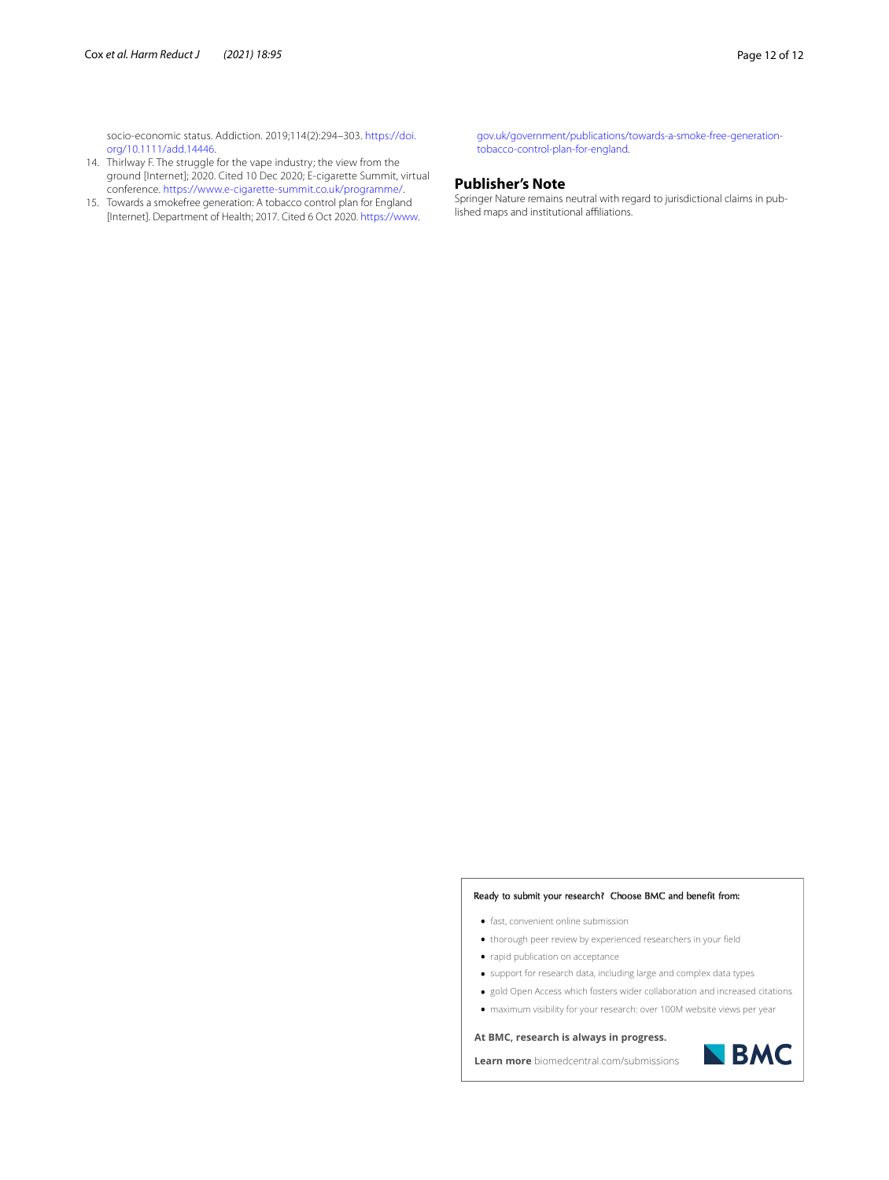socio-economic status. Addiction. 2019;114(2):294–303. https://doi.org/10.1111/add.14446.

14. Thirlway F. The struggle for the vape industry; the view from the ground [Internet]; 2020. Cited 10 Dec 2020; E-cigarette Summit, virtual conference. https://www.e-cigarette-summit.co.uk/programme/.
15. Towards a smokefree generation: A tobacco control plan for England [Internet]. Department of Health; 2017. Cited 6 Oct 2020. https://www.gov.uk/government/publications/towards-a-smoke-free-generation-tobacco-control-plan-for-england.

## Publisher's Note

Springer Nature remains neutral with regard to jurisdictional claims in published maps and institutional affiliations.

Ready to submit your research? Choose BMC and benefit from:

- fast, convenient online submission
- thorough peer review by experienced researchers in your field
- rapid publication on acceptance
- support for research data, including large and complex data types
- gold Open Access which fosters wider collaboration and increased citations
- maximum visibility for your research: over 100M website views per year

**At BMC, research is always in progress.**

**Learn more** biomedcentral.com/submissions

BMC